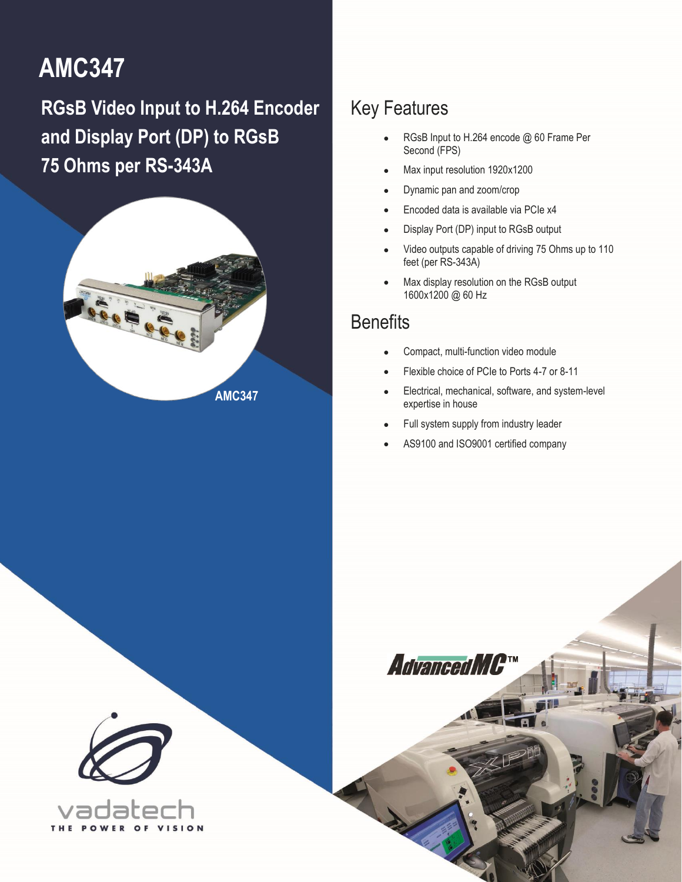# AMC347

## RGsB Video Input to H.264 Encoder and Display Port (DP) to RGsB 75 Ohms per RS-343A

AMC347

## Key Features

- RGsB Input to H.264 encode @ 60 Frame Per Second (FPS)
- Max input resolution 1920x1200
- Dynamic pan and zoom/crop
- Encoded data is available via PCIe x4
- Display Port (DP) input to RGsB output
- Video outputs capable of driving 75 Ohms up to 110 feet (per RS-343A)
- Max display resolution on the RGsB output 1600x1200 @ 60 Hz

## Benefits

- Compact, multi-function video module
- Flexible choice of PCIe to Ports 4-7 or 8-11
- Electrical, mechanical, software, and system-level expertise in house
- Full system supply from industry leader
- AS9100 and ISO9001 certified company

AdvancedMC™

vadatech

THE POWER OF VISION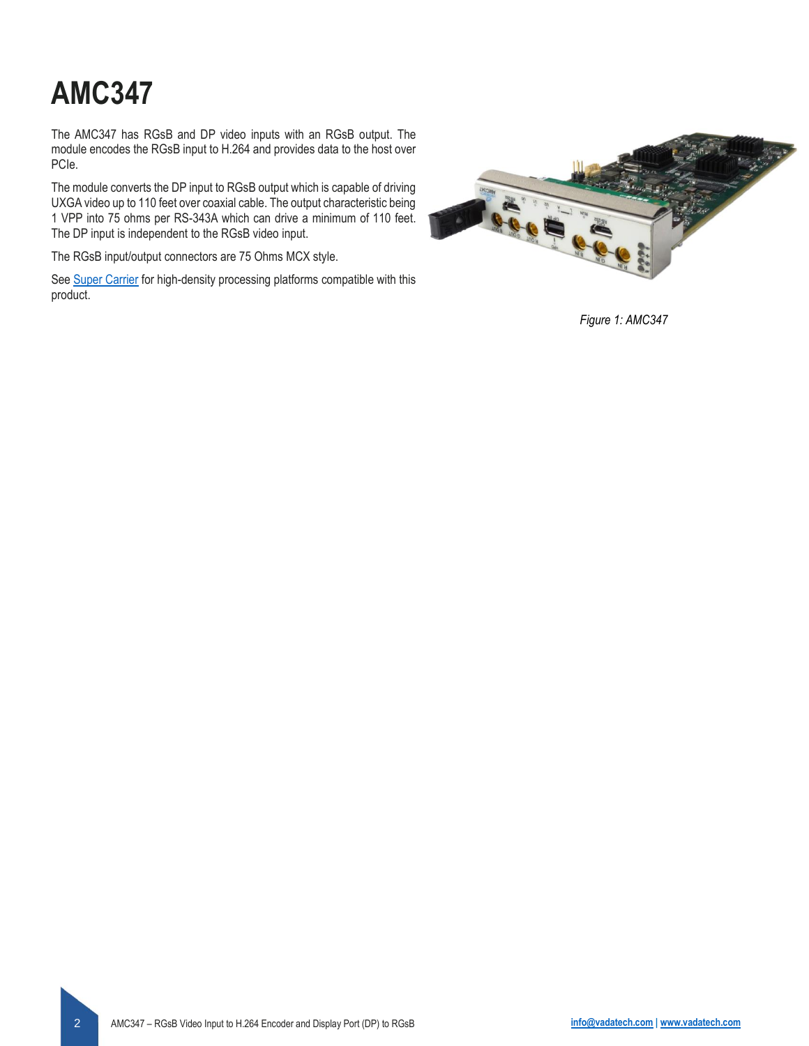# AMC347

The AMC347 has RGsB and DP video inputs with an RGsB output. The module encodes the RGsB input to H.264 and provides data to the host over PCIe.

The module converts the DP input to RGsB output which is capable of driving UXGA video up to 110 feet over coaxial cable. The output characteristic being 1 VPP into 75 ohms per RS-343A which can drive a minimum of 110 feet. The DP input is independent to the RGsB video input.

The RGsB input/output connectors are 75 Ohms MCX style.

See Super Carrier for high-density processing platforms compatible with this product.

*Figure 1: AMC347*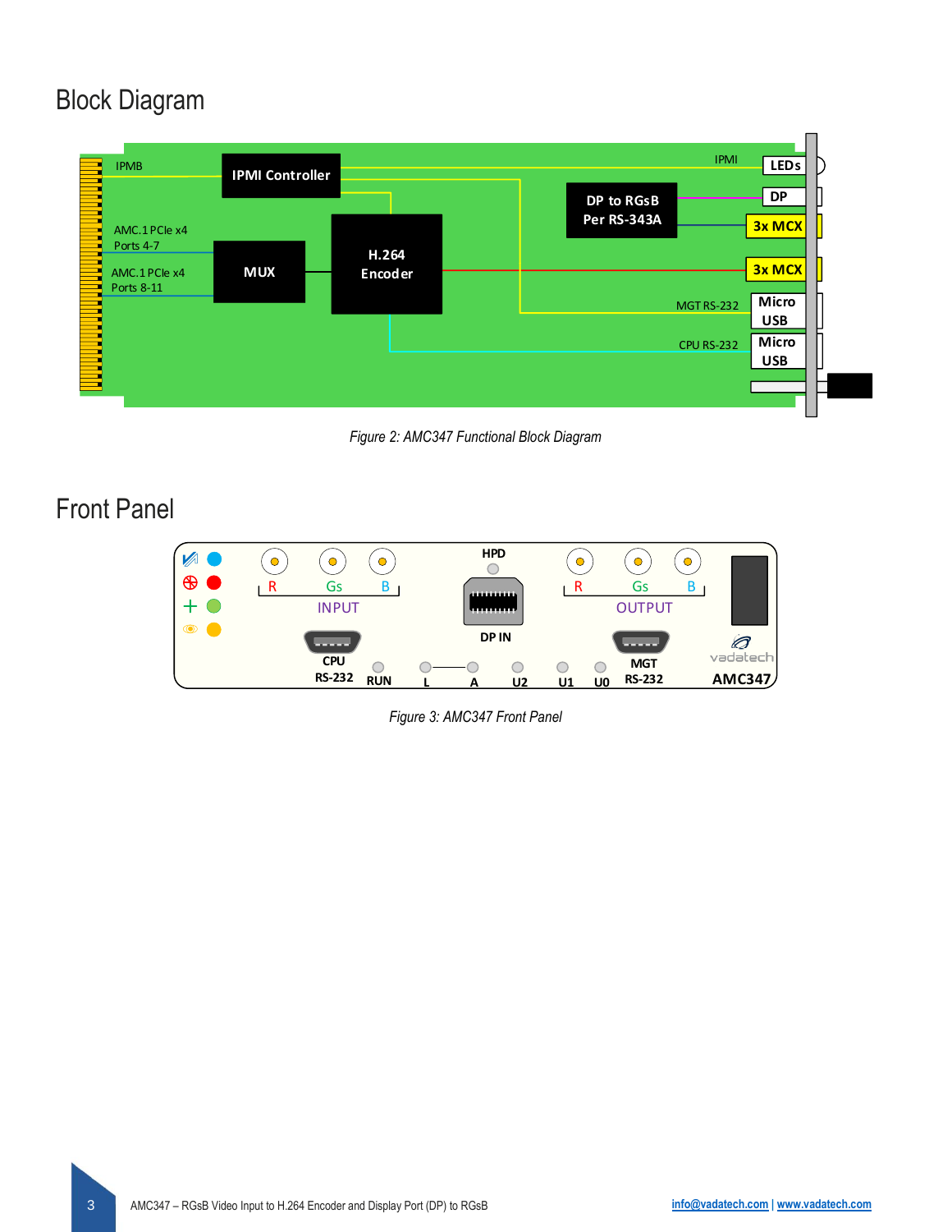## Block Diagram

Figure 2: AMC347 Functional Block Diagram

## Front Panel

Figure 3: AMC347 Front Panel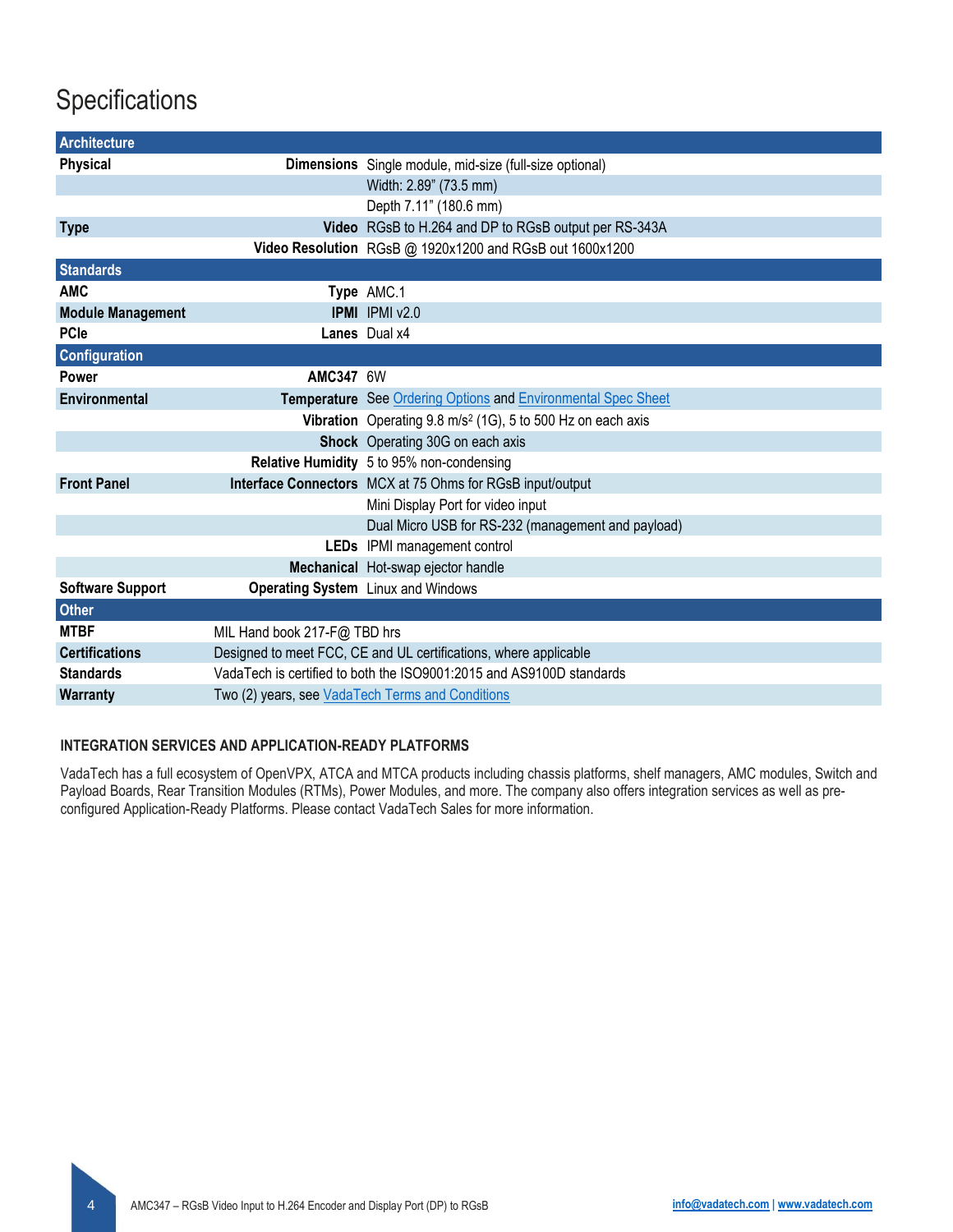# Specifications

| | | |
|---|---|---|
| **Architecture** | | |
| **Physical** | **Dimensions** | Single module, mid-size (full-size optional) |
| | | Width: 2.89" (73.5 mm) |
| | | Depth 7.11" (180.6 mm) |
| **Type** | **Video** | RGsB to H.264 and DP to RGsB output per RS-343A |
| | **Video Resolution** | RGsB @ 1920x1200 and RGsB out 1600x1200 |
| **Standards** | | |
| **AMC** | **Type** | AMC.1 |
| **Module Management** | **IPMI** | IPMI v2.0 |
| **PCIe** | **Lanes** | Dual x4 |
| **Configuration** | | |
| **Power** | **AMC347** | 6W |
| **Environmental** | **Temperature** | See [Ordering Options] and [Environmental Spec Sheet] |
| | **Vibration** | Operating 9.8 m/s² (1G), 5 to 500 Hz on each axis |
| | **Shock** | Operating 30G on each axis |
| | **Relative Humidity** | 5 to 95% non-condensing |
| **Front Panel** | **Interface Connectors** | MCX at 75 Ohms for RGsB input/output |
| | | Mini Display Port for video input |
| | | Dual Micro USB for RS-232 (management and payload) |
| | **LEDs** | IPMI management control |
| | **Mechanical** | Hot-swap ejector handle |
| **Software Support** | **Operating System** | Linux and Windows |
| **Other** | | |
| **MTBF** | MIL Hand book 217-F@ TBD hrs | |
| **Certifications** | Designed to meet FCC, CE and UL certifications, where applicable | |
| **Standards** | VadaTech is certified to both the ISO9001:2015 and AS9100D standards | |
| **Warranty** | Two (2) years, see [VadaTech Terms and Conditions] | |

### INTEGRATION SERVICES AND APPLICATION-READY PLATFORMS

VadaTech has a full ecosystem of OpenVPX, ATCA and MTCA products including chassis platforms, shelf managers, AMC modules, Switch and Payload Boards, Rear Transition Modules (RTMs), Power Modules, and more. The company also offers integration services as well as pre-configured Application-Ready Platforms. Please contact VadaTech Sales for more information.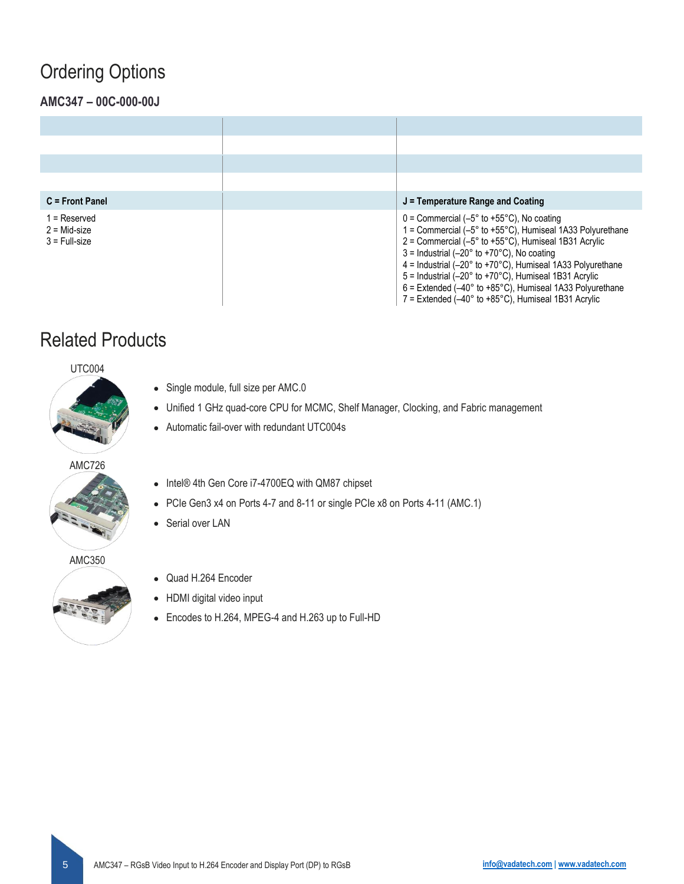## Ordering Options

### AMC347 – 00C-000-00J

| | | |
|---|---|---|
| | | |
| | | |
| | | |
| | | |
| **C = Front Panel** | | **J = Temperature Range and Coating** |
| 1 = Reserved<br>2 = Mid-size<br>3 = Full-size | | 0 = Commercial (–5° to +55°C), No coating<br>1 = Commercial (–5° to +55°C), Humiseal 1A33 Polyurethane<br>2 = Commercial (–5° to +55°C), Humiseal 1B31 Acrylic<br>3 = Industrial (–20° to +70°C), No coating<br>4 = Industrial (–20° to +70°C), Humiseal 1A33 Polyurethane<br>5 = Industrial (–20° to +70°C), Humiseal 1B31 Acrylic<br>6 = Extended (–40° to +85°C), Humiseal 1A33 Polyurethane<br>7 = Extended (–40° to +85°C), Humiseal 1B31 Acrylic |

## Related Products

UTC004

- Single module, full size per AMC.0
- Unified 1 GHz quad-core CPU for MCMC, Shelf Manager, Clocking, and Fabric management
- Automatic fail-over with redundant UTC004s

AMC726

- Intel® 4th Gen Core i7-4700EQ with QM87 chipset
- PCIe Gen3 x4 on Ports 4-7 and 8-11 or single PCIe x8 on Ports 4-11 (AMC.1)
- Serial over LAN

AMC350

- Quad H.264 Encoder
- HDMI digital video input
- Encodes to H.264, MPEG-4 and H.263 up to Full-HD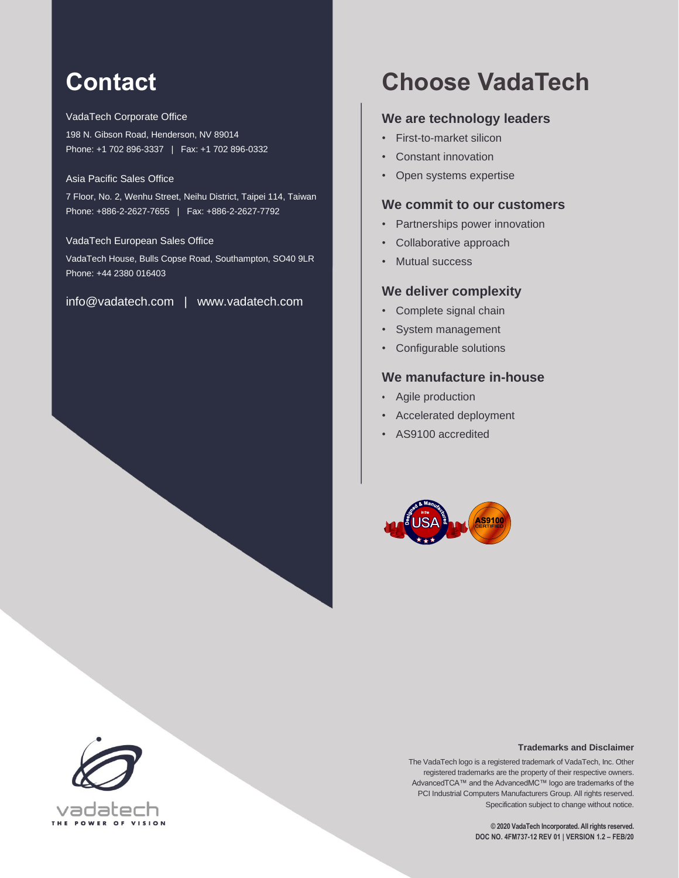## Contact

VadaTech Corporate Office

198 N. Gibson Road, Henderson, NV 89014
Phone: +1 702 896-3337 | Fax: +1 702 896-0332

Asia Pacific Sales Office

7 Floor, No. 2, Wenhu Street, Neihu District, Taipei 114, Taiwan
Phone: +886-2-2627-7655 | Fax: +886-2-2627-7792

VadaTech European Sales Office

VadaTech House, Bulls Copse Road, Southampton, SO40 9LR
Phone: +44 2380 016403

info@vadatech.com | www.vadatech.com

## Choose VadaTech

### We are technology leaders

- First-to-market silicon
- Constant innovation
- Open systems expertise

### We commit to our customers

- Partnerships power innovation
- Collaborative approach
- Mutual success

### We deliver complexity

- Complete signal chain
- System management
- Configurable solutions

### We manufacture in-house

- Agile production
- Accelerated deployment
- AS9100 accredited

vadatech
THE POWER OF VISION

**Trademarks and Disclaimer**

The VadaTech logo is a registered trademark of VadaTech, Inc. Other registered trademarks are the property of their respective owners. AdvancedTCA™ and the AdvancedMC™ logo are trademarks of the PCI Industrial Computers Manufacturers Group. All rights reserved. Specification subject to change without notice.

**© 2020 VadaTech Incorporated. All rights reserved.**
**DOC NO. 4FM737-12 REV 01 | VERSION 1.2 – FEB/20**